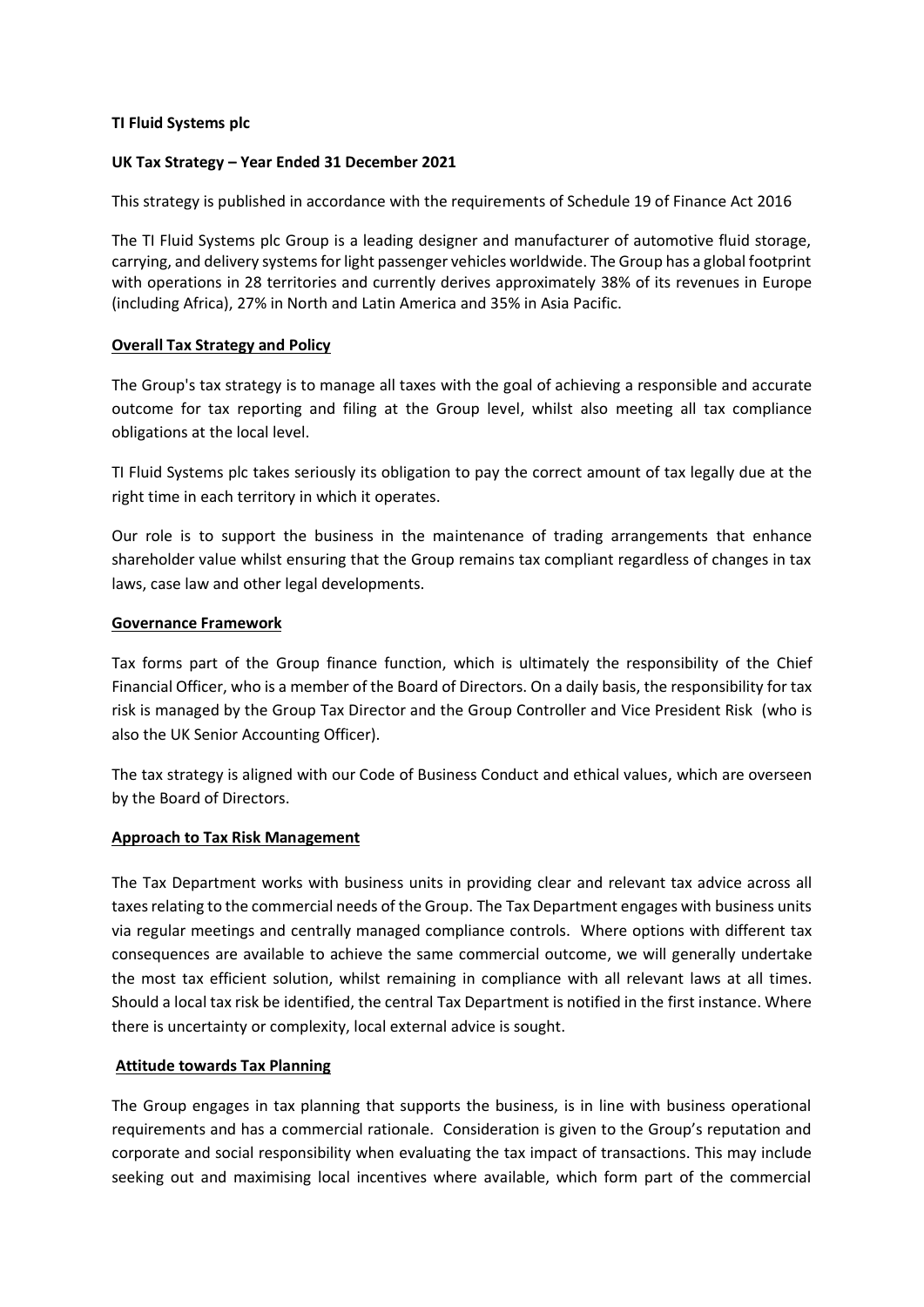**TI Fluid Systems plc**

**UK Tax Strategy – Year Ended 31 December 2021**

This strategy is published in accordance with the requirements of Schedule 19 of Finance Act 2016

The TI Fluid Systems plc Group is a leading designer and manufacturer of automotive fluid storage, carrying, and delivery systems for light passenger vehicles worldwide. The Group has a global footprint with operations in 28 territories and currently derives approximately 38% of its revenues in Europe (including Africa), 27% in North and Latin America and 35% in Asia Pacific.

## Overall Tax Strategy and Policy

The Group's tax strategy is to manage all taxes with the goal of achieving a responsible and accurate outcome for tax reporting and filing at the Group level, whilst also meeting all tax compliance obligations at the local level.

TI Fluid Systems plc takes seriously its obligation to pay the correct amount of tax legally due at the right time in each territory in which it operates.

Our role is to support the business in the maintenance of trading arrangements that enhance shareholder value whilst ensuring that the Group remains tax compliant regardless of changes in tax laws, case law and other legal developments.

## Governance Framework

Tax forms part of the Group finance function, which is ultimately the responsibility of the Chief Financial Officer, who is a member of the Board of Directors. On a daily basis, the responsibility for tax risk is managed by the Group Tax Director and the Group Controller and Vice President Risk (who is also the UK Senior Accounting Officer).

The tax strategy is aligned with our Code of Business Conduct and ethical values, which are overseen by the Board of Directors.

## Approach to Tax Risk Management

The Tax Department works with business units in providing clear and relevant tax advice across all taxes relating to the commercial needs of the Group. The Tax Department engages with business units via regular meetings and centrally managed compliance controls. Where options with different tax consequences are available to achieve the same commercial outcome, we will generally undertake the most tax efficient solution, whilst remaining in compliance with all relevant laws at all times. Should a local tax risk be identified, the central Tax Department is notified in the first instance. Where there is uncertainty or complexity, local external advice is sought.

## Attitude towards Tax Planning

The Group engages in tax planning that supports the business, is in line with business operational requirements and has a commercial rationale. Consideration is given to the Group's reputation and corporate and social responsibility when evaluating the tax impact of transactions. This may include seeking out and maximising local incentives where available, which form part of the commercial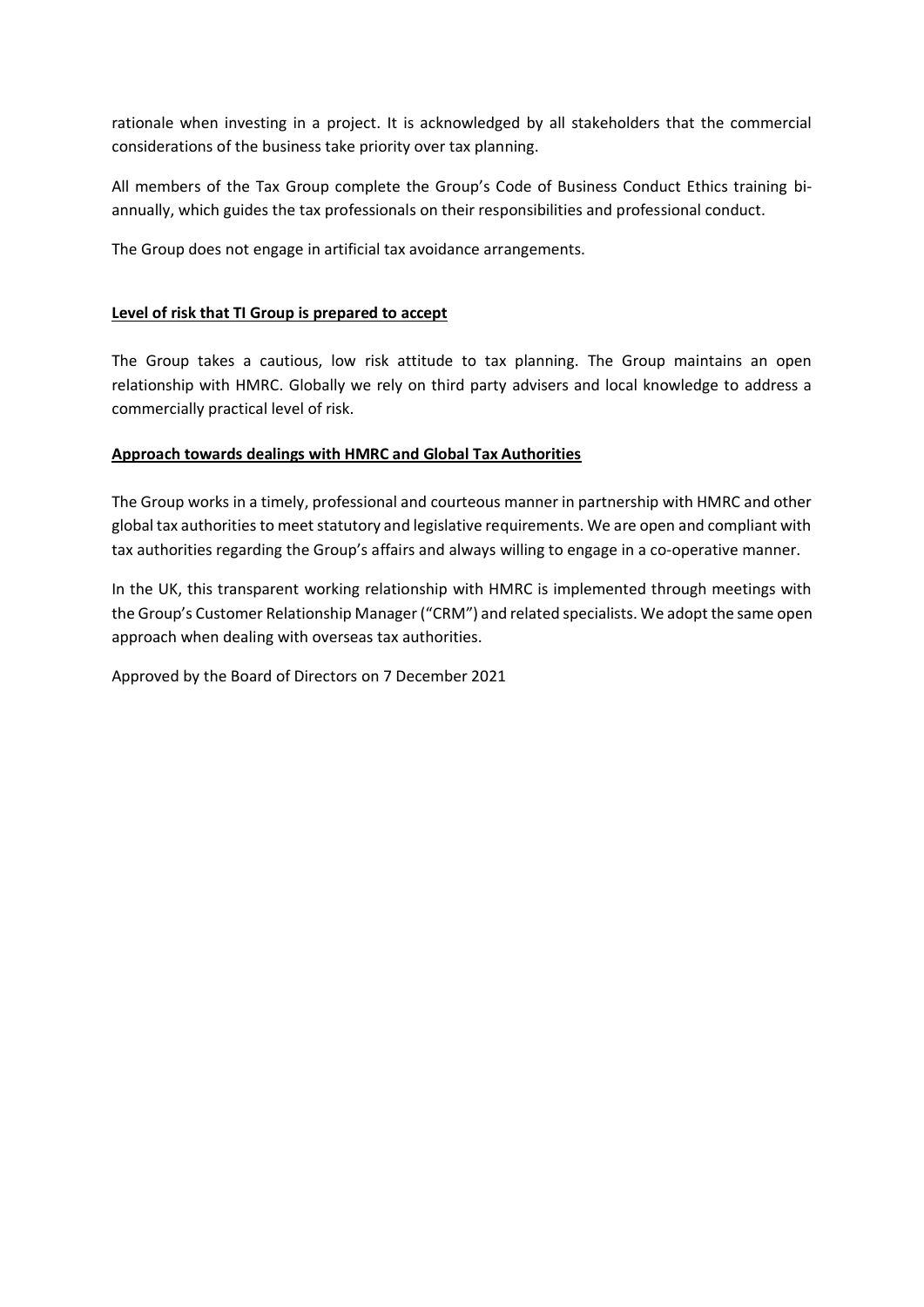rationale when investing in a project. It is acknowledged by all stakeholders that the commercial considerations of the business take priority over tax planning.

All members of the Tax Group complete the Group's Code of Business Conduct Ethics training bi-annually, which guides the tax professionals on their responsibilities and professional conduct.

The Group does not engage in artificial tax avoidance arrangements.

**Level of risk that TI Group is prepared to accept**

The Group takes a cautious, low risk attitude to tax planning. The Group maintains an open relationship with HMRC. Globally we rely on third party advisers and local knowledge to address a commercially practical level of risk.

**Approach towards dealings with HMRC and Global Tax Authorities**

The Group works in a timely, professional and courteous manner in partnership with HMRC and other global tax authorities to meet statutory and legislative requirements. We are open and compliant with tax authorities regarding the Group's affairs and always willing to engage in a co-operative manner.

In the UK, this transparent working relationship with HMRC is implemented through meetings with the Group's Customer Relationship Manager ("CRM") and related specialists. We adopt the same open approach when dealing with overseas tax authorities.

Approved by the Board of Directors on 7 December 2021